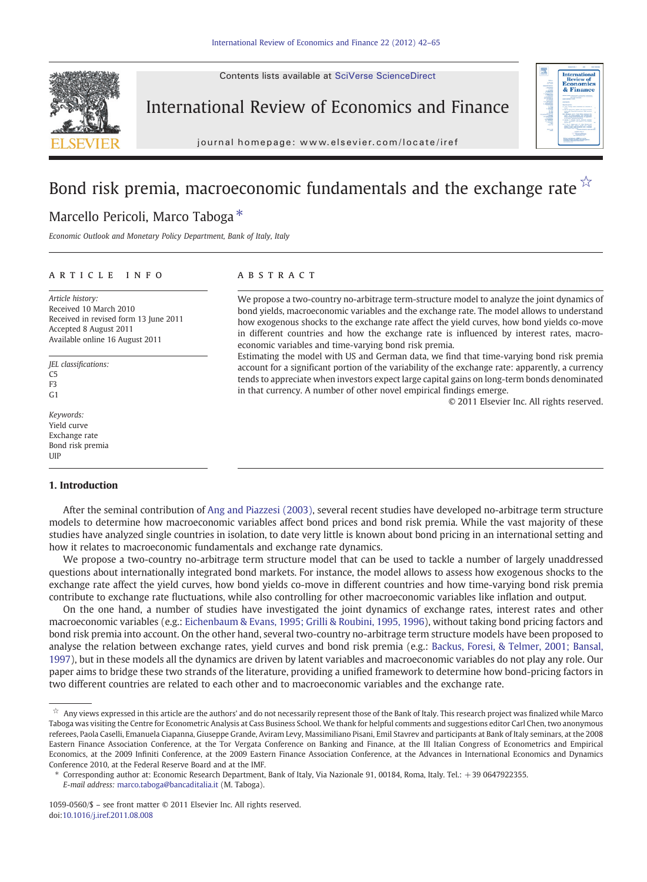# Bond risk premia, macroeconomic fundamentals and the exchange rate ☆

Marcello Pericoli, Marco Taboga *

*Economic Outlook and Monetary Policy Department, Bank of Italy, Italy*

---

**ARTICLE INFO**

*Article history:*
Received 10 March 2010
Received in revised form 13 June 2011
Accepted 8 August 2011
Available online 16 August 2011

*JEL classifications:*
C5
F3
G1

*Keywords:*
Yield curve
Exchange rate
Bond risk premia
UIP

**ABSTRACT**

We propose a two-country no-arbitrage term-structure model to analyze the joint dynamics of bond yields, macroeconomic variables and the exchange rate. The model allows to understand how exogenous shocks to the exchange rate affect the yield curves, how bond yields co-move in different countries and how the exchange rate is influenced by interest rates, macroeconomic variables and time-varying bond risk premia.

Estimating the model with US and German data, we find that time-varying bond risk premia account for a significant portion of the variability of the exchange rate: apparently, a currency tends to appreciate when investors expect large capital gains on long-term bonds denominated in that currency. A number of other novel empirical findings emerge.

© 2011 Elsevier Inc. All rights reserved.

---

## 1. Introduction

After the seminal contribution of Ang and Piazzesi (2003), several recent studies have developed no-arbitrage term structure models to determine how macroeconomic variables affect bond prices and bond risk premia. While the vast majority of these studies have analyzed single countries in isolation, to date very little is known about bond pricing in an international setting and how it relates to macroeconomic fundamentals and exchange rate dynamics.

We propose a two-country no-arbitrage term structure model that can be used to tackle a number of largely unaddressed questions about internationally integrated bond markets. For instance, the model allows to assess how exogenous shocks to the exchange rate affect the yield curves, how bond yields co-move in different countries and how time-varying bond risk premia contribute to exchange rate fluctuations, while also controlling for other macroeconomic variables like inflation and output.

On the one hand, a number of studies have investigated the joint dynamics of exchange rates, interest rates and other macroeconomic variables (e.g.: Eichenbaum & Evans, 1995; Grilli & Roubini, 1995, 1996), without taking bond pricing factors and bond risk premia into account. On the other hand, several two-country no-arbitrage term structure models have been proposed to analyse the relation between exchange rates, yield curves and bond risk premia (e.g.: Backus, Foresi, & Telmer, 2001; Bansal, 1997), but in these models all the dynamics are driven by latent variables and macroeconomic variables do not play any role. Our paper aims to bridge these two strands of the literature, providing a unified framework to determine how bond-pricing factors in two different countries are related to each other and to macroeconomic variables and the exchange rate.

---

☆ Any views expressed in this article are the authors' and do not necessarily represent those of the Bank of Italy. This research project was finalized while Marco Taboga was visiting the Centre for Econometric Analysis at Cass Business School. We thank for helpful comments and suggestions editor Carl Chen, two anonymous referees, Paola Caselli, Emanuela Ciapanna, Giuseppe Grande, Aviram Levy, Massimiliano Pisani, Emil Stavrev and participants at Bank of Italy seminars, at the 2008 Eastern Finance Association Conference, at the Tor Vergata Conference on Banking and Finance, at the III Italian Congress of Econometrics and Empirical Economics, at the 2009 Infiniti Conference, at the 2009 Eastern Finance Association Conference, at the Advances in International Economics and Dynamics Conference 2010, at the Federal Reserve Board and at the IMF.

\* Corresponding author at: Economic Research Department, Bank of Italy, Via Nazionale 91, 00184, Roma, Italy. Tel.: +39 0647922355.
*E-mail address:* marco.taboga@bancaditalia.it (M. Taboga).

1059-0560/$ – see front matter © 2011 Elsevier Inc. All rights reserved.
doi:10.1016/j.iref.2011.08.008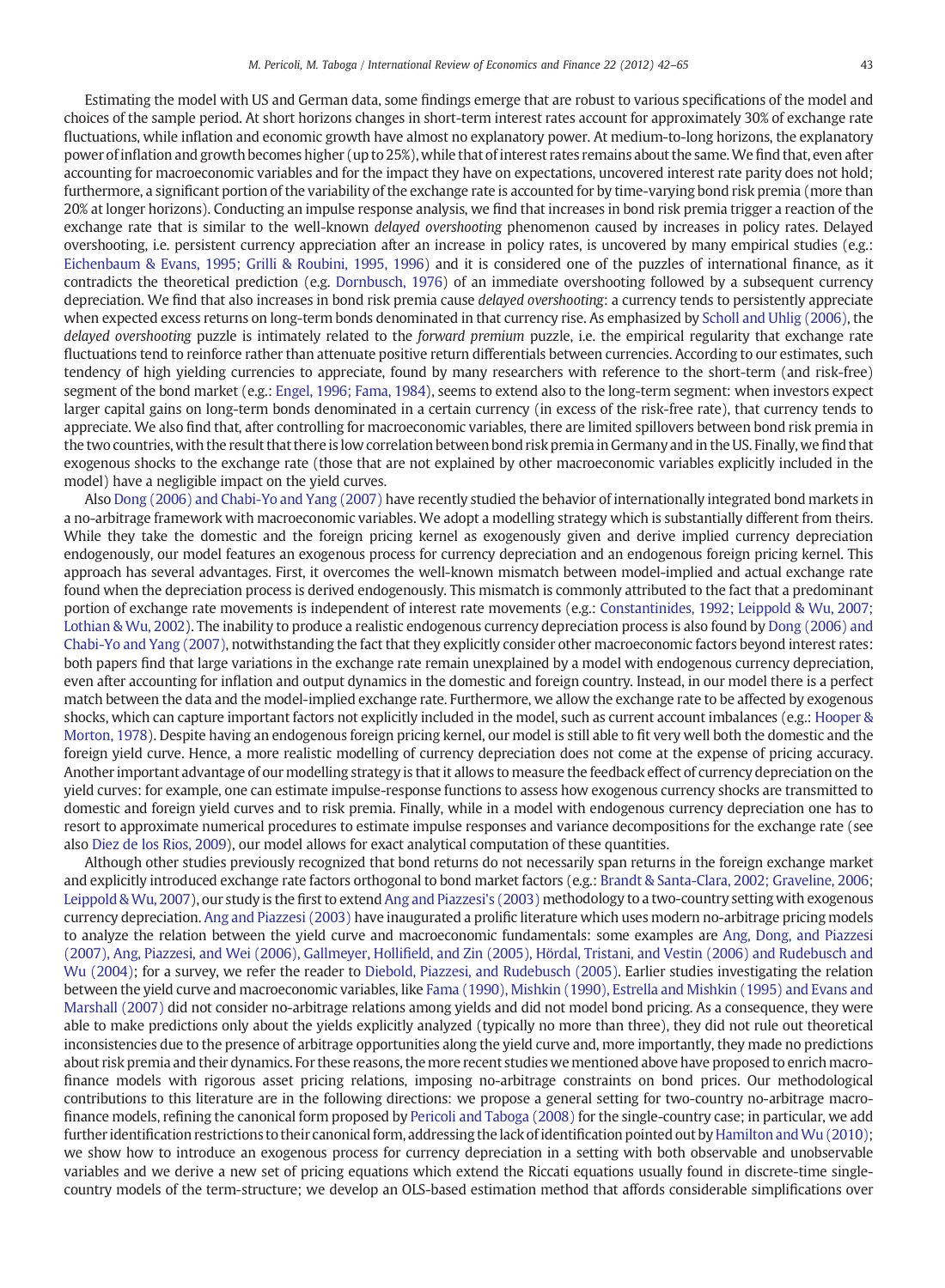Estimating the model with US and German data, some findings emerge that are robust to various specifications of the model and choices of the sample period. At short horizons changes in short-term interest rates account for approximately 30% of exchange rate fluctuations, while inflation and economic growth have almost no explanatory power. At medium-to-long horizons, the explanatory power of inflation and growth becomes higher (up to 25%), while that of interest rates remains about the same. We find that, even after accounting for macroeconomic variables and for the impact they have on expectations, uncovered interest rate parity does not hold; furthermore, a significant portion of the variability of the exchange rate is accounted for by time-varying bond risk premia (more than 20% at longer horizons). Conducting an impulse response analysis, we find that increases in bond risk premia trigger a reaction of the exchange rate that is similar to the well-known *delayed overshooting* phenomenon caused by increases in policy rates. Delayed overshooting, i.e. persistent currency appreciation after an increase in policy rates, is uncovered by many empirical studies (e.g.: Eichenbaum & Evans, 1995; Grilli & Roubini, 1995, 1996) and it is considered one of the puzzles of international finance, as it contradicts the theoretical prediction (e.g. Dornbusch, 1976) of an immediate overshooting followed by a subsequent currency depreciation. We find that also increases in bond risk premia cause *delayed overshooting*: a currency tends to persistently appreciate when expected excess returns on long-term bonds denominated in that currency rise. As emphasized by Scholl and Uhlig (2006), the *delayed overshooting* puzzle is intimately related to the *forward premium* puzzle, i.e. the empirical regularity that exchange rate fluctuations tend to reinforce rather than attenuate positive return differentials between currencies. According to our estimates, such tendency of high yielding currencies to appreciate, found by many researchers with reference to the short-term (and risk-free) segment of the bond market (e.g.: Engel, 1996; Fama, 1984), seems to extend also to the long-term segment: when investors expect larger capital gains on long-term bonds denominated in a certain currency (in excess of the risk-free rate), that currency tends to appreciate. We also find that, after controlling for macroeconomic variables, there are limited spillovers between bond risk premia in the two countries, with the result that there is low correlation between bond risk premia in Germany and in the US. Finally, we find that exogenous shocks to the exchange rate (those that are not explained by other macroeconomic variables explicitly included in the model) have a negligible impact on the yield curves.

Also Dong (2006) and Chabi-Yo and Yang (2007) have recently studied the behavior of internationally integrated bond markets in a no-arbitrage framework with macroeconomic variables. We adopt a modelling strategy which is substantially different from theirs. While they take the domestic and the foreign pricing kernel as exogenously given and derive implied currency depreciation endogenously, our model features an exogenous process for currency depreciation and an endogenous foreign pricing kernel. This approach has several advantages. First, it overcomes the well-known mismatch between model-implied and actual exchange rate found when the depreciation process is derived endogenously. This mismatch is commonly attributed to the fact that a predominant portion of exchange rate movements is independent of interest rate movements (e.g.: Constantinides, 1992; Leippold & Wu, 2007; Lothian & Wu, 2002). The inability to produce a realistic endogenous currency depreciation process is also found by Dong (2006) and Chabi-Yo and Yang (2007), notwithstanding the fact that they explicitly consider other macroeconomic factors beyond interest rates: both papers find that large variations in the exchange rate remain unexplained by a model with endogenous currency depreciation, even after accounting for inflation and output dynamics in the domestic and foreign country. Instead, in our model there is a perfect match between the data and the model-implied exchange rate. Furthermore, we allow the exchange rate to be affected by exogenous shocks, which can capture important factors not explicitly included in the model, such as current account imbalances (e.g.: Hooper & Morton, 1978). Despite having an endogenous foreign pricing kernel, our model is still able to fit very well both the domestic and the foreign yield curve. Hence, a more realistic modelling of currency depreciation does not come at the expense of pricing accuracy. Another important advantage of our modelling strategy is that it allows to measure the feedback effect of currency depreciation on the yield curves: for example, one can estimate impulse-response functions to assess how exogenous currency shocks are transmitted to domestic and foreign yield curves and to risk premia. Finally, while in a model with endogenous currency depreciation one has to resort to approximate numerical procedures to estimate impulse responses and variance decompositions for the exchange rate (see also Diez de los Rios, 2009), our model allows for exact analytical computation of these quantities.

Although other studies previously recognized that bond returns do not necessarily span returns in the foreign exchange market and explicitly introduced exchange rate factors orthogonal to bond market factors (e.g.: Brandt & Santa-Clara, 2002; Graveline, 2006; Leippold & Wu, 2007), our study is the first to extend Ang and Piazzesi's (2003) methodology to a two-country setting with exogenous currency depreciation. Ang and Piazzesi (2003) have inaugurated a prolific literature which uses modern no-arbitrage pricing models to analyze the relation between the yield curve and macroeconomic fundamentals: some examples are Ang, Dong, and Piazzesi (2007), Ang, Piazzesi, and Wei (2006), Gallmeyer, Hollifield, and Zin (2005), Hördal, Tristani, and Vestin (2006) and Rudebusch and Wu (2004); for a survey, we refer the reader to Diebold, Piazzesi, and Rudebusch (2005). Earlier studies investigating the relation between the yield curve and macroeconomic variables, like Fama (1990), Mishkin (1990), Estrella and Mishkin (1995) and Evans and Marshall (2007) did not consider no-arbitrage relations among yields and did not model bond pricing. As a consequence, they were able to make predictions only about the yields explicitly analyzed (typically no more than three), they did not rule out theoretical inconsistencies due to the presence of arbitrage opportunities along the yield curve and, more importantly, they made no predictions about risk premia and their dynamics. For these reasons, the more recent studies we mentioned above have proposed to enrich macro-finance models with rigorous asset pricing relations, imposing no-arbitrage constraints on bond prices. Our methodological contributions to this literature are in the following directions: we propose a general setting for two-country no-arbitrage macro-finance models, refining the canonical form proposed by Pericoli and Taboga (2008) for the single-country case; in particular, we add further identification restrictions to their canonical form, addressing the lack of identification pointed out by Hamilton and Wu (2010); we show how to introduce an exogenous process for currency depreciation in a setting with both observable and unobservable variables and we derive a new set of pricing equations which extend the Riccati equations usually found in discrete-time single-country models of the term-structure; we develop an OLS-based estimation method that affords considerable simplifications over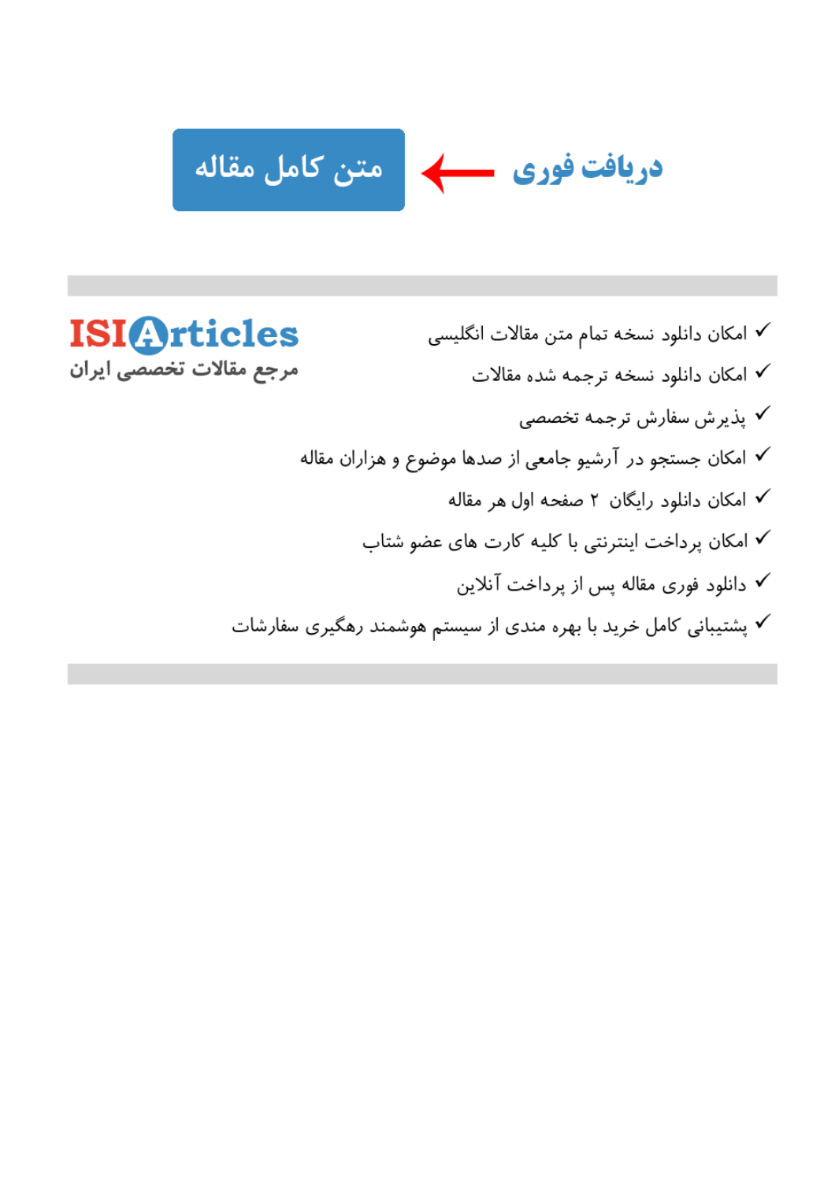دریافت فوری ← متن کامل مقاله

**ISIArticles**
مرجع مقالات تخصصی ایران

- ✓ امکان دانلود نسخه تمام متن مقالات انگلیسی
- ✓ امکان دانلود نسخه ترجمه شده مقالات
- ✓ پذیرش سفارش ترجمه تخصصی
- ✓ امکان جستجو در آرشیو جامعی از صدها موضوع و هزاران مقاله
- ✓ امکان دانلود رایگان ۲ صفحه اول هر مقاله
- ✓ امکان پرداخت اینترنتی با کلیه کارت های عضو شتاب
- ✓ دانلود فوری مقاله پس از پرداخت آنلاین
- ✓ پشتیبانی کامل خرید با بهره مندی از سیستم هوشمند رهگیری سفارشات